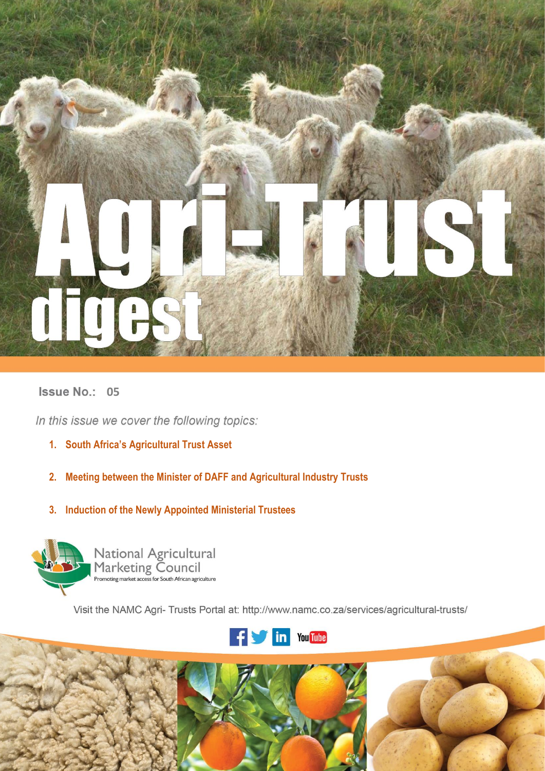# Agri-Trust digest

**Issue No.: 05**

*In this issue we cover the following topics:*

1. **South Africa's Agricultural Trust Asset**
2. **Meeting between the Minister of DAFF and Agricultural Industry Trusts**
3. **Induction of the Newly Appointed Ministerial Trustees**

National Agricultural Marketing Council

Promoting market access for South African agriculture

Visit the NAMC Agri- Trusts Portal at: http://www.namc.co.za/services/agricultural-trusts/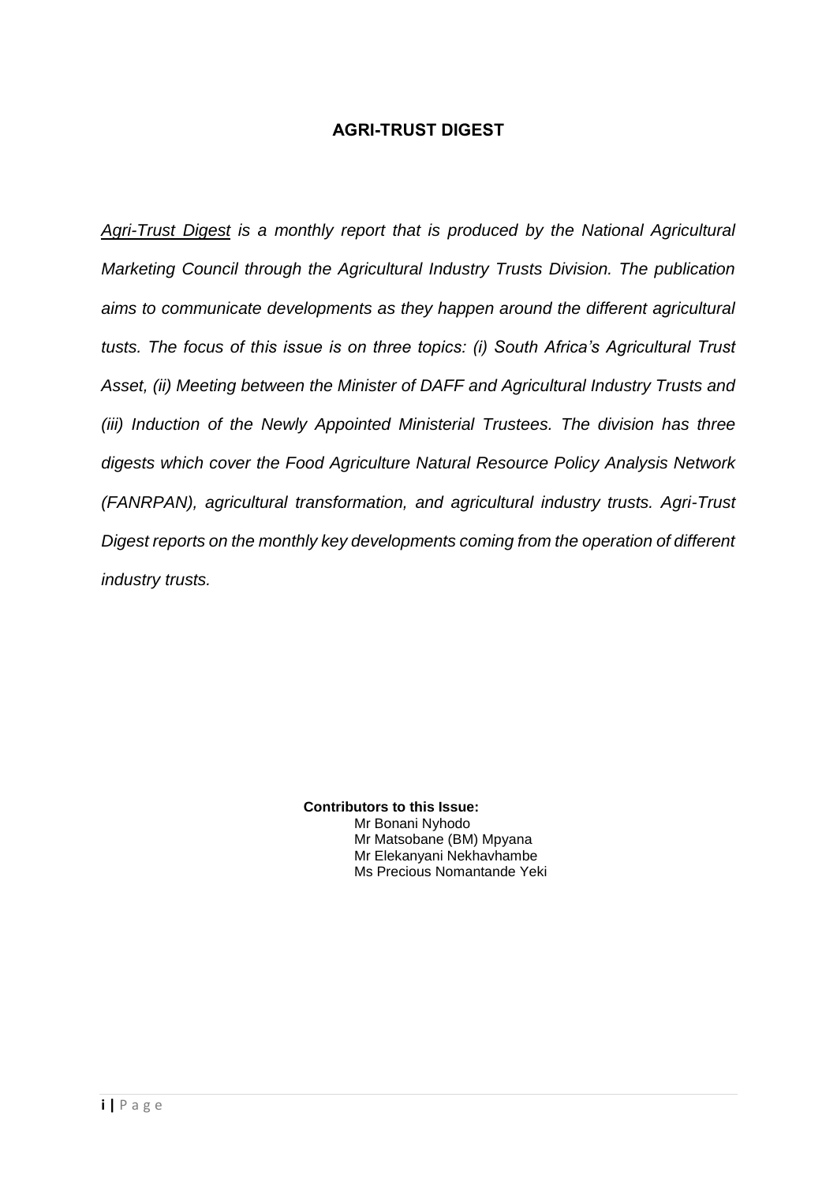# AGRI-TRUST DIGEST

*Agri-Trust Digest is a monthly report that is produced by the National Agricultural Marketing Council through the Agricultural Industry Trusts Division. The publication aims to communicate developments as they happen around the different agricultural tusts. The focus of this issue is on three topics: (i) South Africa's Agricultural Trust Asset, (ii) Meeting between the Minister of DAFF and Agricultural Industry Trusts and (iii) Induction of the Newly Appointed Ministerial Trustees. The division has three digests which cover the Food Agriculture Natural Resource Policy Analysis Network (FANRPAN), agricultural transformation, and agricultural industry trusts. Agri-Trust Digest reports on the monthly key developments coming from the operation of different industry trusts.*

**Contributors to this Issue:**

Mr Bonani Nyhodo
Mr Matsobane (BM) Mpyana
Mr Elekanyani Nekhavhambe
Ms Precious Nomantande Yeki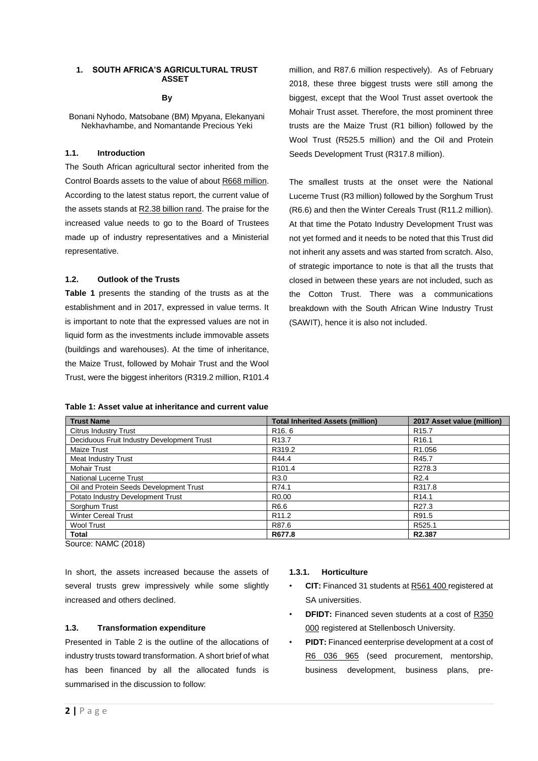# 1. SOUTH AFRICA'S AGRICULTURAL TRUST ASSET

**By**

Bonani Nyhodo, Matsobane (BM) Mpyana, Elekanyani Nekhavhambe, and Nomantande Precious Yeki

## 1.1. Introduction

The South African agricultural sector inherited from the Control Boards assets to the value of about R668 million. According to the latest status report, the current value of the assets stands at R2.38 billion rand. The praise for the increased value needs to go to the Board of Trustees made up of industry representatives and a Ministerial representative.

## 1.2. Outlook of the Trusts

**Table 1** presents the standing of the trusts as at the establishment and in 2017, expressed in value terms. It is important to note that the expressed values are not in liquid form as the investments include immovable assets (buildings and warehouses). At the time of inheritance, the Maize Trust, followed by Mohair Trust and the Wool Trust, were the biggest inheritors (R319.2 million, R101.4 million, and R87.6 million respectively). As of February 2018, these three biggest trusts were still among the biggest, except that the Wool Trust asset overtook the Mohair Trust asset. Therefore, the most prominent three trusts are the Maize Trust (R1 billion) followed by the Wool Trust (R525.5 million) and the Oil and Protein Seeds Development Trust (R317.8 million).

The smallest trusts at the onset were the National Lucerne Trust (R3 million) followed by the Sorghum Trust (R6.6) and then the Winter Cereals Trust (R11.2 million). At that time the Potato Industry Development Trust was not yet formed and it needs to be noted that this Trust did not inherit any assets and was started from scratch. Also, of strategic importance to note is that all the trusts that closed in between these years are not included, such as the Cotton Trust. There was a communications breakdown with the South African Wine Industry Trust (SAWIT), hence it is also not included.

**Table 1: Asset value at inheritance and current value**

| Trust Name | Total Inherited Assets (million) | 2017 Asset value (million) |
|---|---|---|
| Citrus Industry Trust | R16. 6 | R15.7 |
| Deciduous Fruit Industry Development Trust | R13.7 | R16.1 |
| Maize Trust | R319.2 | R1.056 |
| Meat Industry Trust | R44.4 | R45.7 |
| Mohair Trust | R101.4 | R278.3 |
| National Lucerne Trust | R3.0 | R2.4 |
| Oil and Protein Seeds Development Trust | R74.1 | R317.8 |
| Potato Industry Development Trust | R0.00 | R14.1 |
| Sorghum Trust | R6.6 | R27.3 |
| Winter Cereal Trust | R11.2 | R91.5 |
| Wool Trust | R87.6 | R525.1 |
| **Total** | **R677.8** | **R2.387** |

Source: NAMC (2018)

In short, the assets increased because the assets of several trusts grew impressively while some slightly increased and others declined.

## 1.3. Transformation expenditure

Presented in Table 2 is the outline of the allocations of industry trusts toward transformation. A short brief of what has been financed by all the allocated funds is summarised in the discussion to follow:

### 1.3.1. Horticulture

- **CIT:** Financed 31 students at R561 400 registered at SA universities.
- **DFIDT:** Financed seven students at a cost of R350 000 registered at Stellenbosch University.
- **PIDT:** Financed eenterprise development at a cost of R6 036 965 (seed procurement, mentorship, business development, business plans, pre-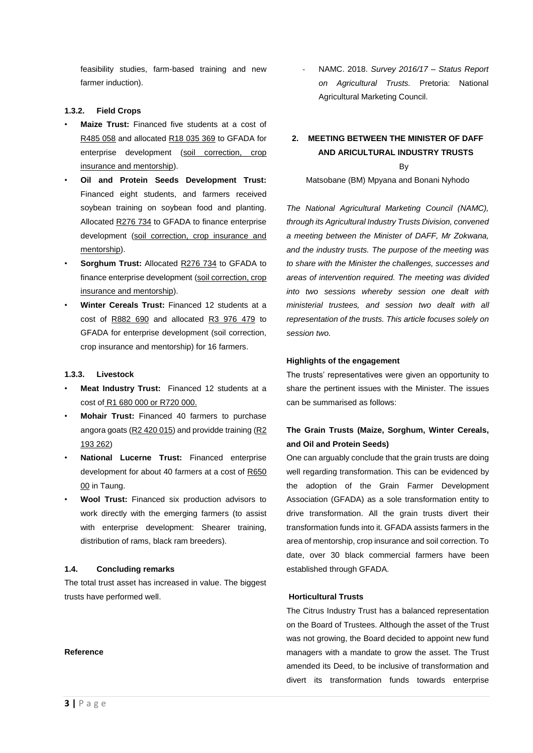feasibility studies, farm-based training and new farmer induction).

#### 1.3.2. Field Crops

- **Maize Trust:** Financed five students at a cost of R485 058 and allocated R18 035 369 to GFADA for enterprise development (soil correction, crop insurance and mentorship).
- **Oil and Protein Seeds Development Trust:** Financed eight students, and farmers received soybean training on soybean food and planting. Allocated R276 734 to GFADA to finance enterprise development (soil correction, crop insurance and mentorship).
- **Sorghum Trust:** Allocated R276 734 to GFADA to finance enterprise development (soil correction, crop insurance and mentorship).
- **Winter Cereals Trust:** Financed 12 students at a cost of R882 690 and allocated R3 976 479 to GFADA for enterprise development (soil correction, crop insurance and mentorship) for 16 farmers.

#### 1.3.3. Livestock

- **Meat Industry Trust:** Financed 12 students at a cost of R1 680 000 or R720 000.
- **Mohair Trust:** Financed 40 farmers to purchase angora goats (R2 420 015) and providde training (R2 193 262)
- **National Lucerne Trust:** Financed enterprise development for about 40 farmers at a cost of R650 00 in Taung.
- **Wool Trust:** Financed six production advisors to work directly with the emerging farmers (to assist with enterprise development: Shearer training, distribution of rams, black ram breeders).

### 1.4. Concluding remarks

The total trust asset has increased in value. The biggest trusts have performed well.

**Reference**

- NAMC. 2018. *Survey 2016/17 – Status Report on Agricultural Trusts.* Pretoria: National Agricultural Marketing Council.

## 2. MEETING BETWEEN THE MINISTER OF DAFF AND ARICULTURAL INDUSTRY TRUSTS

By

Matsobane (BM) Mpyana and Bonani Nyhodo

*The National Agricultural Marketing Council (NAMC), through its Agricultural Industry Trusts Division, convened a meeting between the Minister of DAFF, Mr Zokwana, and the industry trusts. The purpose of the meeting was to share with the Minister the challenges, successes and areas of intervention required. The meeting was divided into two sessions whereby session one dealt with ministerial trustees, and session two dealt with all representation of the trusts. This article focuses solely on session two.*

**Highlights of the engagement**

The trusts' representatives were given an opportunity to share the pertinent issues with the Minister. The issues can be summarised as follows:

**The Grain Trusts (Maize, Sorghum, Winter Cereals, and Oil and Protein Seeds)**

One can arguably conclude that the grain trusts are doing well regarding transformation. This can be evidenced by the adoption of the Grain Farmer Development Association (GFADA) as a sole transformation entity to drive transformation. All the grain trusts divert their transformation funds into it. GFADA assists farmers in the area of mentorship, crop insurance and soil correction. To date, over 30 black commercial farmers have been established through GFADA.

**Horticultural Trusts**

The Citrus Industry Trust has a balanced representation on the Board of Trustees. Although the asset of the Trust was not growing, the Board decided to appoint new fund managers with a mandate to grow the asset. The Trust amended its Deed, to be inclusive of transformation and divert its transformation funds towards enterprise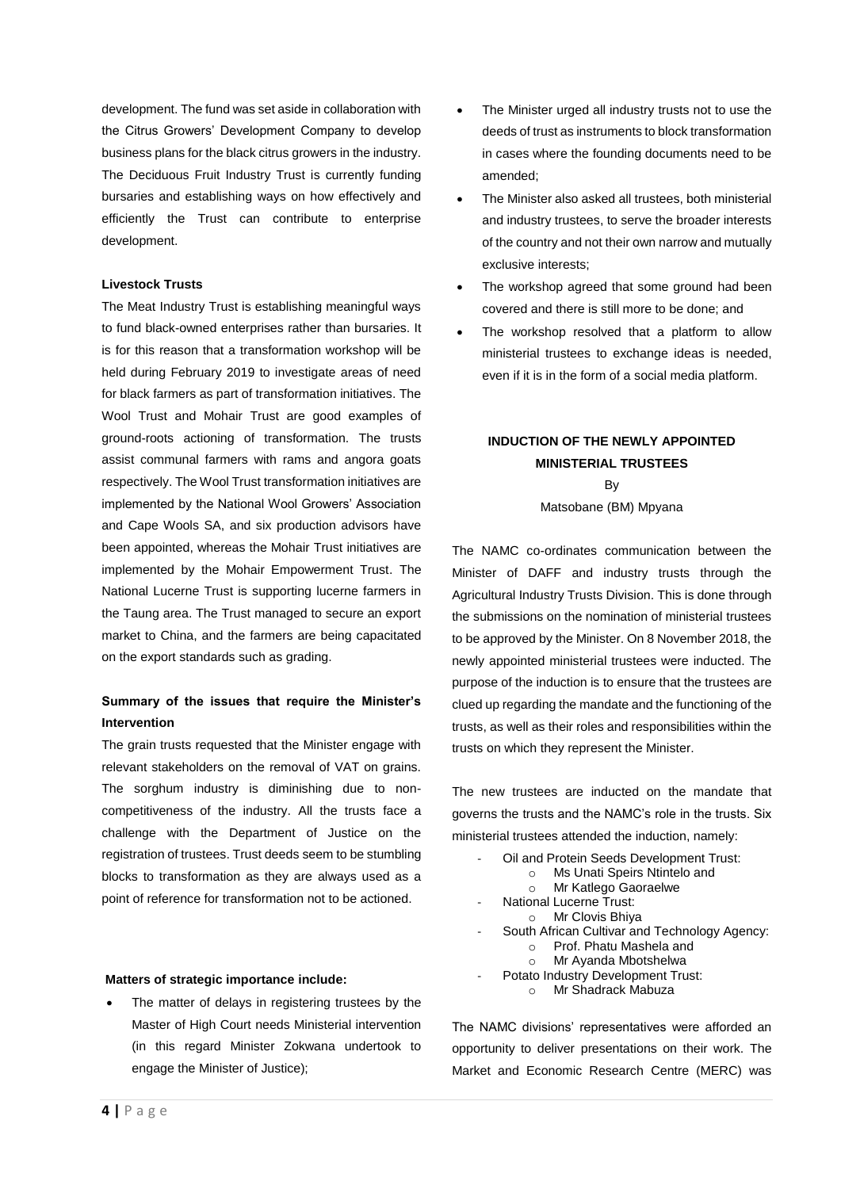development. The fund was set aside in collaboration with the Citrus Growers' Development Company to develop business plans for the black citrus growers in the industry. The Deciduous Fruit Industry Trust is currently funding bursaries and establishing ways on how effectively and efficiently the Trust can contribute to enterprise development.

**Livestock Trusts**

The Meat Industry Trust is establishing meaningful ways to fund black-owned enterprises rather than bursaries. It is for this reason that a transformation workshop will be held during February 2019 to investigate areas of need for black farmers as part of transformation initiatives. The Wool Trust and Mohair Trust are good examples of ground-roots actioning of transformation. The trusts assist communal farmers with rams and angora goats respectively. The Wool Trust transformation initiatives are implemented by the National Wool Growers' Association and Cape Wools SA, and six production advisors have been appointed, whereas the Mohair Trust initiatives are implemented by the Mohair Empowerment Trust. The National Lucerne Trust is supporting lucerne farmers in the Taung area. The Trust managed to secure an export market to China, and the farmers are being capacitated on the export standards such as grading.

**Summary of the issues that require the Minister's Intervention**

The grain trusts requested that the Minister engage with relevant stakeholders on the removal of VAT on grains. The sorghum industry is diminishing due to non-competitiveness of the industry. All the trusts face a challenge with the Department of Justice on the registration of trustees. Trust deeds seem to be stumbling blocks to transformation as they are always used as a point of reference for transformation not to be actioned.

**Matters of strategic importance include:**

- The matter of delays in registering trustees by the Master of High Court needs Ministerial intervention (in this regard Minister Zokwana undertook to engage the Minister of Justice);
- The Minister urged all industry trusts not to use the deeds of trust as instruments to block transformation in cases where the founding documents need to be amended;
- The Minister also asked all trustees, both ministerial and industry trustees, to serve the broader interests of the country and not their own narrow and mutually exclusive interests;
- The workshop agreed that some ground had been covered and there is still more to be done; and
- The workshop resolved that a platform to allow ministerial trustees to exchange ideas is needed, even if it is in the form of a social media platform.

## INDUCTION OF THE NEWLY APPOINTED MINISTERIAL TRUSTEES

By

Matsobane (BM) Mpyana

The NAMC co-ordinates communication between the Minister of DAFF and industry trusts through the Agricultural Industry Trusts Division. This is done through the submissions on the nomination of ministerial trustees to be approved by the Minister. On 8 November 2018, the newly appointed ministerial trustees were inducted. The purpose of the induction is to ensure that the trustees are clued up regarding the mandate and the functioning of the trusts, as well as their roles and responsibilities within the trusts on which they represent the Minister.

The new trustees are inducted on the mandate that governs the trusts and the NAMC's role in the trusts. Six ministerial trustees attended the induction, namely:

- Oil and Protein Seeds Development Trust:
  - Ms Unati Speirs Ntintelo and
  - Mr Katlego Gaoraelwe
- National Lucerne Trust:
  - Mr Clovis Bhiya
- South African Cultivar and Technology Agency:
  - Prof. Phatu Mashela and
  - Mr Ayanda Mbotshelwa
- Potato Industry Development Trust:
  - Mr Shadrack Mabuza

The NAMC divisions' representatives were afforded an opportunity to deliver presentations on their work. The Market and Economic Research Centre (MERC) was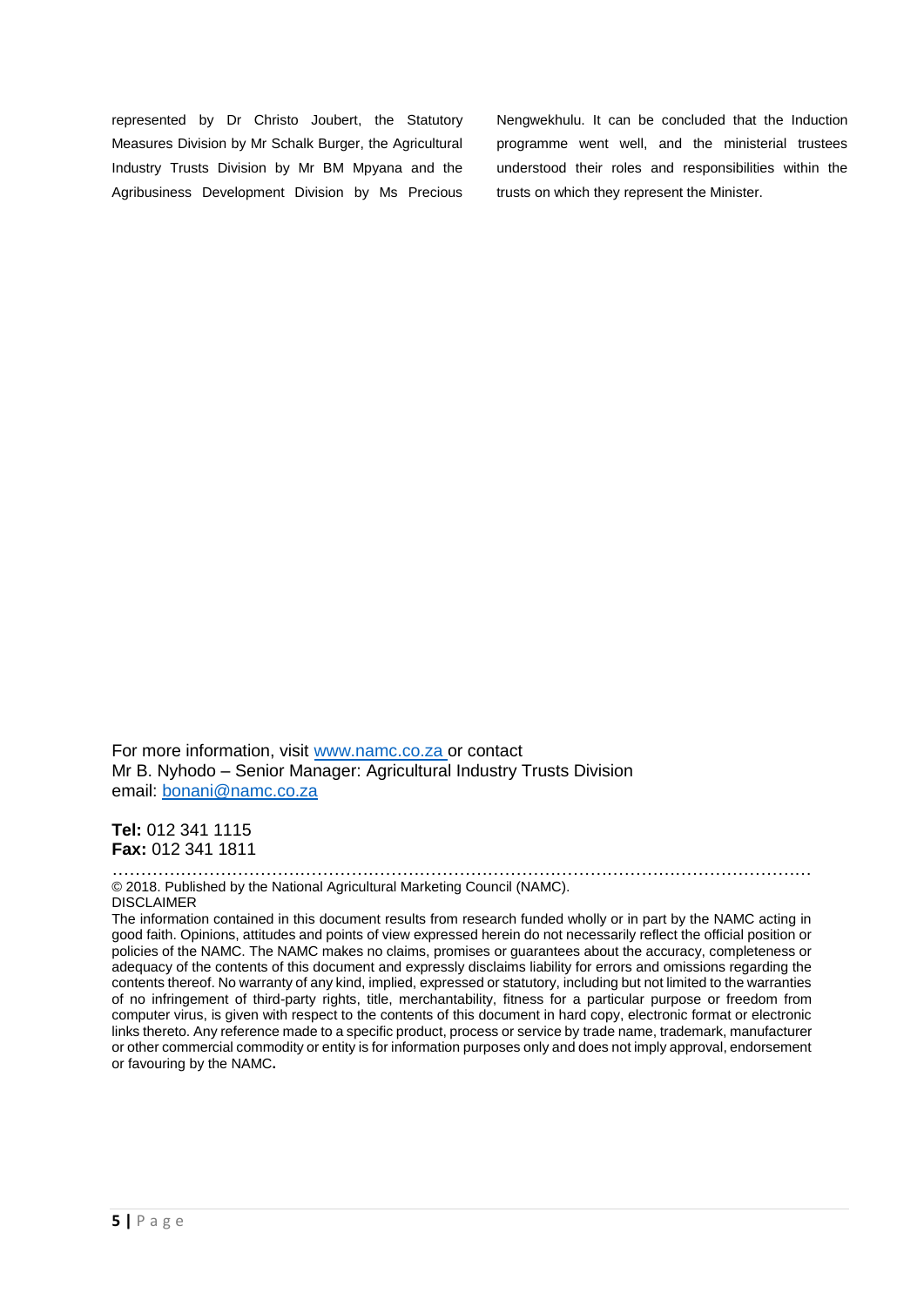represented by Dr Christo Joubert, the Statutory Measures Division by Mr Schalk Burger, the Agricultural Industry Trusts Division by Mr BM Mpyana and the Agribusiness Development Division by Ms Precious Nengwekhulu. It can be concluded that the Induction programme went well, and the ministerial trustees understood their roles and responsibilities within the trusts on which they represent the Minister.

For more information, visit [www.namc.co.za](www.namc.co.za) or contact
Mr B. Nyhodo – Senior Manager: Agricultural Industry Trusts Division
email: [bonani@namc.co.za](mailto:bonani@namc.co.za)

**Tel:** 012 341 1115
**Fax:** 012 341 1811

© 2018. Published by the National Agricultural Marketing Council (NAMC).
DISCLAIMER
The information contained in this document results from research funded wholly or in part by the NAMC acting in good faith. Opinions, attitudes and points of view expressed herein do not necessarily reflect the official position or policies of the NAMC. The NAMC makes no claims, promises or guarantees about the accuracy, completeness or adequacy of the contents of this document and expressly disclaims liability for errors and omissions regarding the contents thereof. No warranty of any kind, implied, expressed or statutory, including but not limited to the warranties of no infringement of third-party rights, title, merchantability, fitness for a particular purpose or freedom from computer virus, is given with respect to the contents of this document in hard copy, electronic format or electronic links thereto. Any reference made to a specific product, process or service by trade name, trademark, manufacturer or other commercial commodity or entity is for information purposes only and does not imply approval, endorsement or favouring by the NAMC**.**